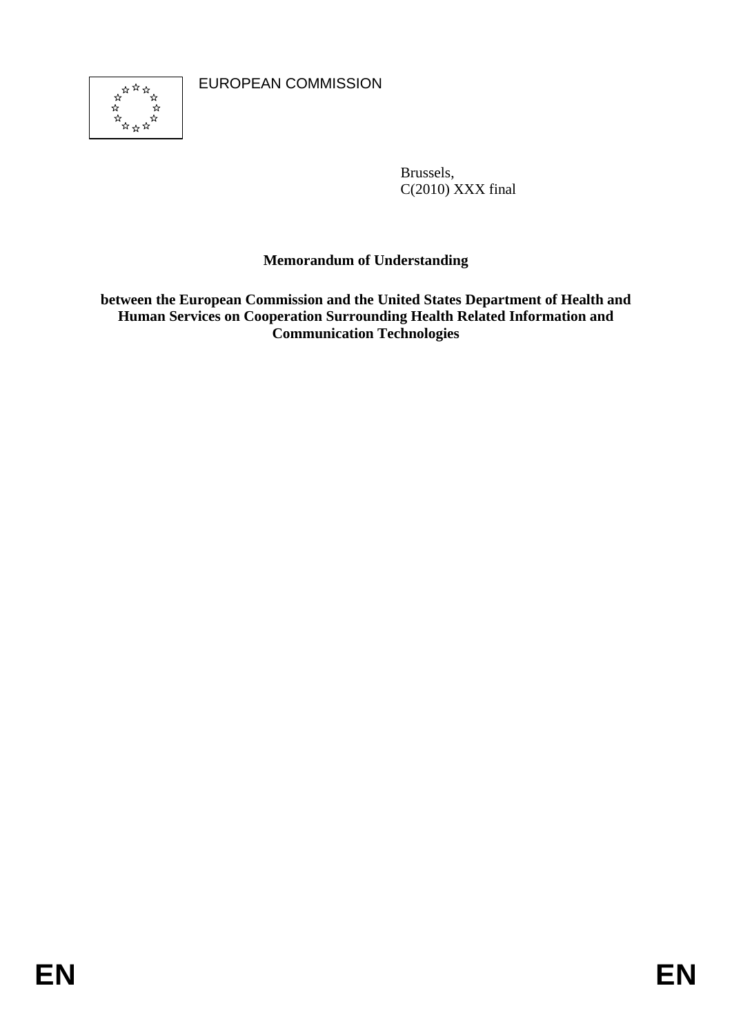EUROPEAN COMMISSION

Brussels,
C(2010) XXX final

**Memorandum of Understanding**

**between the European Commission and the United States Department of Health and Human Services on Cooperation Surrounding Health Related Information and Communication Technologies**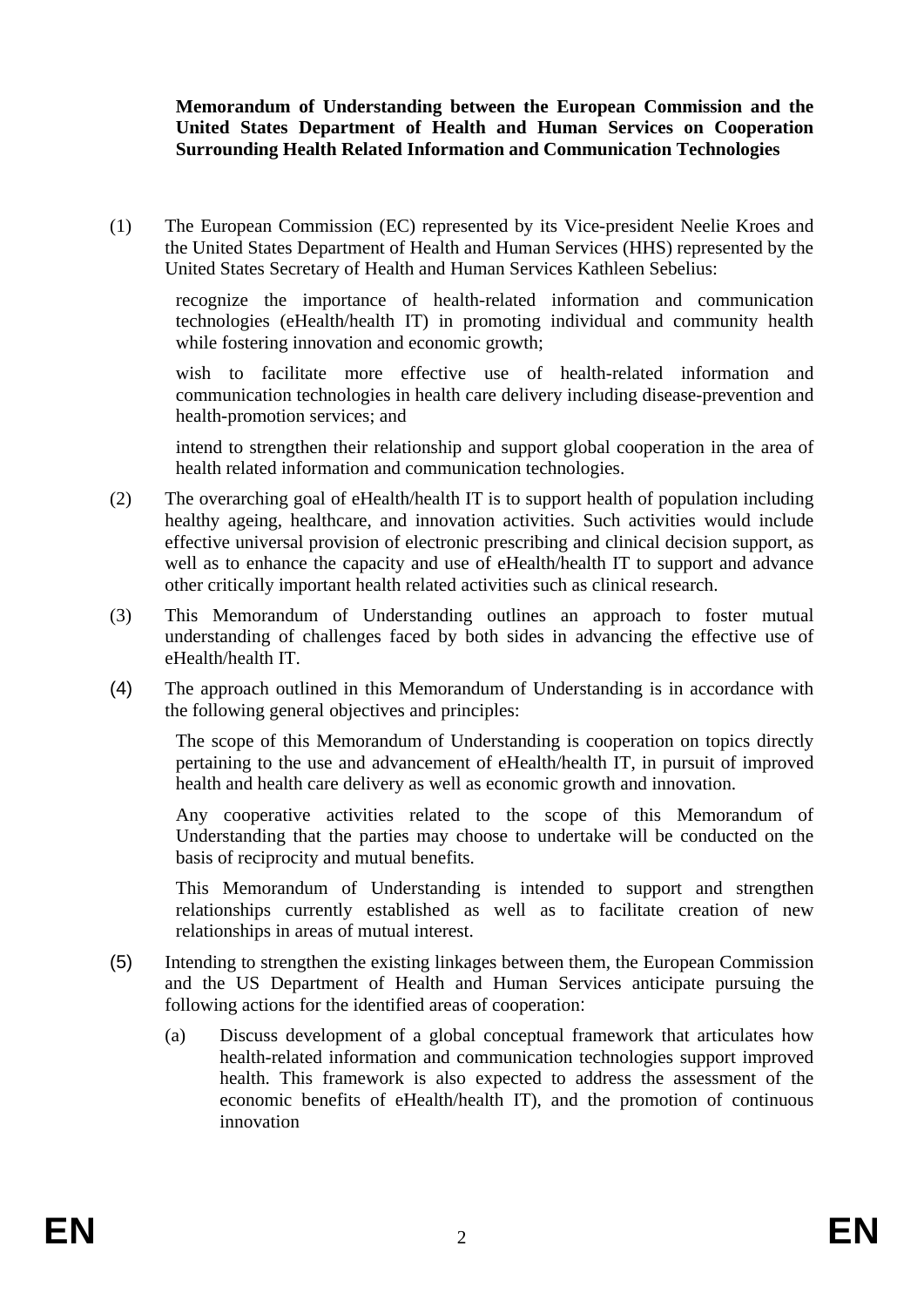**Memorandum of Understanding between the European Commission and the United States Department of Health and Human Services on Cooperation Surrounding Health Related Information and Communication Technologies**

(1) The European Commission (EC) represented by its Vice-president Neelie Kroes and the United States Department of Health and Human Services (HHS) represented by the United States Secretary of Health and Human Services Kathleen Sebelius:

recognize the importance of health-related information and communication technologies (eHealth/health IT) in promoting individual and community health while fostering innovation and economic growth;

wish to facilitate more effective use of health-related information and communication technologies in health care delivery including disease-prevention and health-promotion services; and

intend to strengthen their relationship and support global cooperation in the area of health related information and communication technologies.

(2) The overarching goal of eHealth/health IT is to support health of population including healthy ageing, healthcare, and innovation activities. Such activities would include effective universal provision of electronic prescribing and clinical decision support, as well as to enhance the capacity and use of eHealth/health IT to support and advance other critically important health related activities such as clinical research.

(3) This Memorandum of Understanding outlines an approach to foster mutual understanding of challenges faced by both sides in advancing the effective use of eHealth/health IT.

(4) The approach outlined in this Memorandum of Understanding is in accordance with the following general objectives and principles:

The scope of this Memorandum of Understanding is cooperation on topics directly pertaining to the use and advancement of eHealth/health IT, in pursuit of improved health and health care delivery as well as economic growth and innovation.

Any cooperative activities related to the scope of this Memorandum of Understanding that the parties may choose to undertake will be conducted on the basis of reciprocity and mutual benefits.

This Memorandum of Understanding is intended to support and strengthen relationships currently established as well as to facilitate creation of new relationships in areas of mutual interest.

(5) Intending to strengthen the existing linkages between them, the European Commission and the US Department of Health and Human Services anticipate pursuing the following actions for the identified areas of cooperation:

(a) Discuss development of a global conceptual framework that articulates how health-related information and communication technologies support improved health. This framework is also expected to address the assessment of the economic benefits of eHealth/health IT), and the promotion of continuous innovation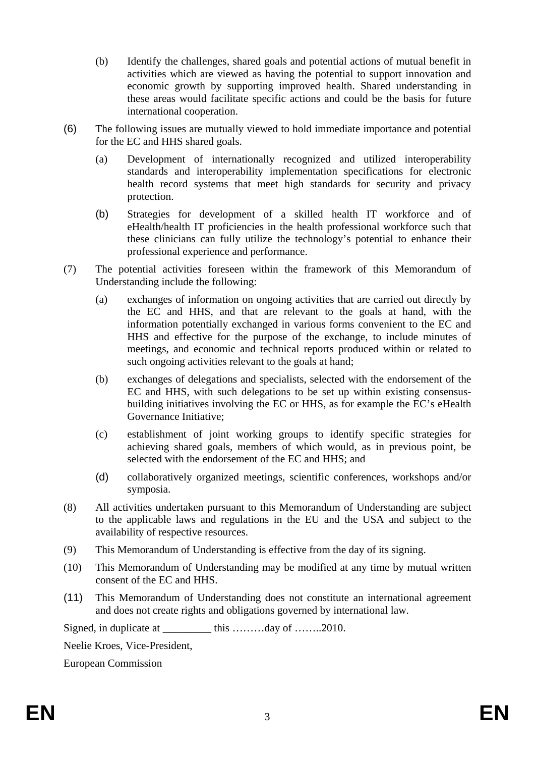(b) Identify the challenges, shared goals and potential actions of mutual benefit in activities which are viewed as having the potential to support innovation and economic growth by supporting improved health. Shared understanding in these areas would facilitate specific actions and could be the basis for future international cooperation.

(6) The following issues are mutually viewed to hold immediate importance and potential for the EC and HHS shared goals.

(a) Development of internationally recognized and utilized interoperability standards and interoperability implementation specifications for electronic health record systems that meet high standards for security and privacy protection.

(b) Strategies for development of a skilled health IT workforce and of eHealth/health IT proficiencies in the health professional workforce such that these clinicians can fully utilize the technology's potential to enhance their professional experience and performance.

(7) The potential activities foreseen within the framework of this Memorandum of Understanding include the following:

(a) exchanges of information on ongoing activities that are carried out directly by the EC and HHS, and that are relevant to the goals at hand, with the information potentially exchanged in various forms convenient to the EC and HHS and effective for the purpose of the exchange, to include minutes of meetings, and economic and technical reports produced within or related to such ongoing activities relevant to the goals at hand;

(b) exchanges of delegations and specialists, selected with the endorsement of the EC and HHS, with such delegations to be set up within existing consensus-building initiatives involving the EC or HHS, as for example the EC's eHealth Governance Initiative;

(c) establishment of joint working groups to identify specific strategies for achieving shared goals, members of which would, as in previous point, be selected with the endorsement of the EC and HHS; and

(d) collaboratively organized meetings, scientific conferences, workshops and/or symposia.

(8) All activities undertaken pursuant to this Memorandum of Understanding are subject to the applicable laws and regulations in the EU and the USA and subject to the availability of respective resources.

(9) This Memorandum of Understanding is effective from the day of its signing.

(10) This Memorandum of Understanding may be modified at any time by mutual written consent of the EC and HHS.

(11) This Memorandum of Understanding does not constitute an international agreement and does not create rights and obligations governed by international law.

Signed, in duplicate at _________ this ………day of ……..2010.

Neelie Kroes, Vice-President,

European Commission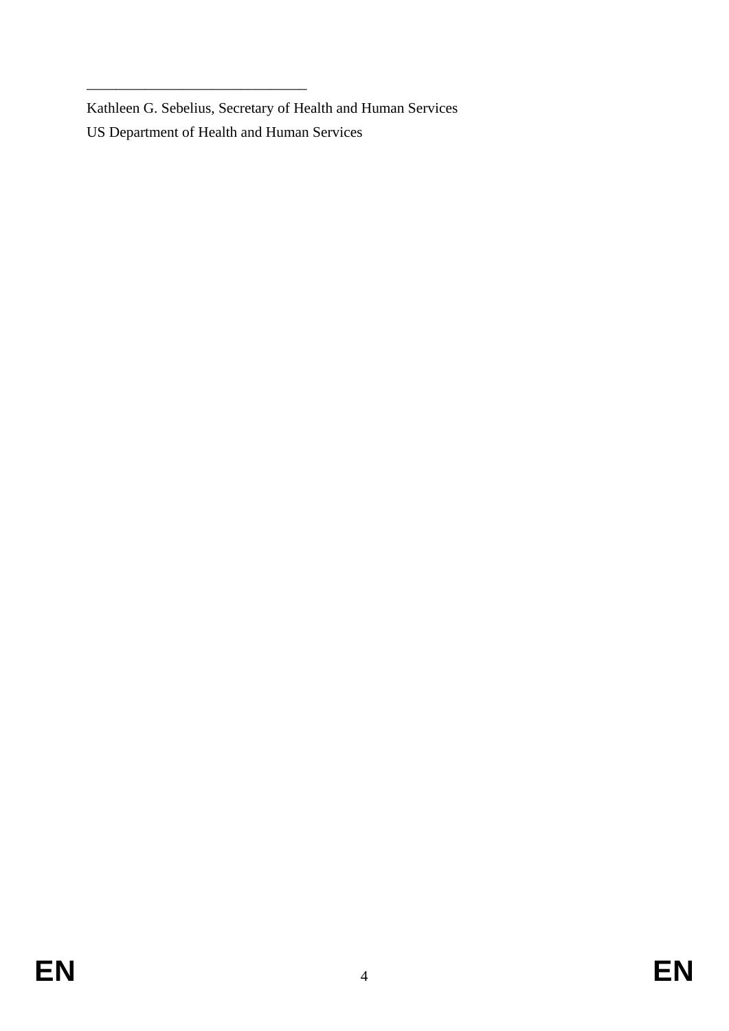\_\_\_\_\_\_\_\_\_\_\_\_\_\_\_\_\_\_\_\_\_\_\_\_\_\_\_\_\_\_

Kathleen G. Sebelius, Secretary of Health and Human Services

US Department of Health and Human Services